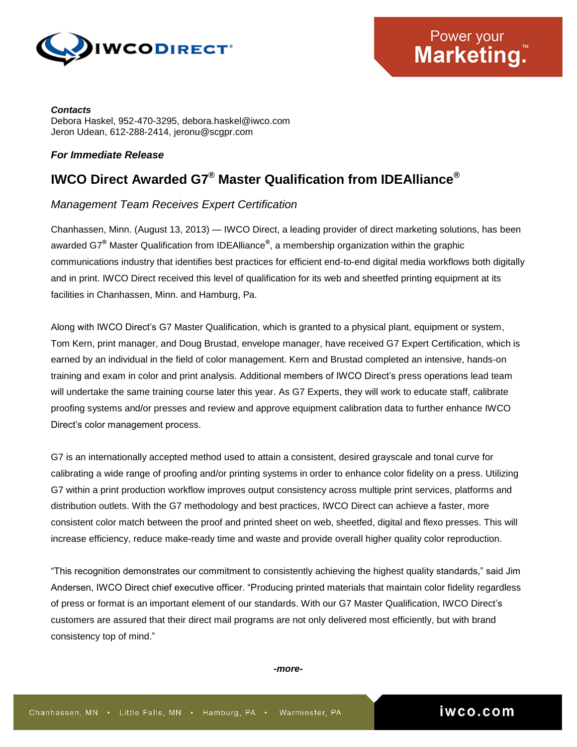***Contacts***
Debora Haskel, 952-470-3295, debora.haskel@iwco.com
Jeron Udean, 612-288-2414, jeronu@scgpr.com

***For Immediate Release***

# IWCO Direct Awarded G7® Master Qualification from IDEAlliance®

*Management Team Receives Expert Certification*

Chanhassen, Minn. (August 13, 2013) — IWCO Direct, a leading provider of direct marketing solutions, has been awarded G7® Master Qualification from IDEAlliance®, a membership organization within the graphic communications industry that identifies best practices for efficient end-to-end digital media workflows both digitally and in print. IWCO Direct received this level of qualification for its web and sheetfed printing equipment at its facilities in Chanhassen, Minn. and Hamburg, Pa.

Along with IWCO Direct's G7 Master Qualification, which is granted to a physical plant, equipment or system, Tom Kern, print manager, and Doug Brustad, envelope manager, have received G7 Expert Certification, which is earned by an individual in the field of color management. Kern and Brustad completed an intensive, hands-on training and exam in color and print analysis. Additional members of IWCO Direct's press operations lead team will undertake the same training course later this year. As G7 Experts, they will work to educate staff, calibrate proofing systems and/or presses and review and approve equipment calibration data to further enhance IWCO Direct's color management process.

G7 is an internationally accepted method used to attain a consistent, desired grayscale and tonal curve for calibrating a wide range of proofing and/or printing systems in order to enhance color fidelity on a press. Utilizing G7 within a print production workflow improves output consistency across multiple print services, platforms and distribution outlets. With the G7 methodology and best practices, IWCO Direct can achieve a faster, more consistent color match between the proof and printed sheet on web, sheetfed, digital and flexo presses. This will increase efficiency, reduce make-ready time and waste and provide overall higher quality color reproduction.

"This recognition demonstrates our commitment to consistently achieving the highest quality standards," said Jim Andersen, IWCO Direct chief executive officer. "Producing printed materials that maintain color fidelity regardless of press or format is an important element of our standards. With our G7 Master Qualification, IWCO Direct's customers are assured that their direct mail programs are not only delivered most efficiently, but with brand consistency top of mind."

*-more-*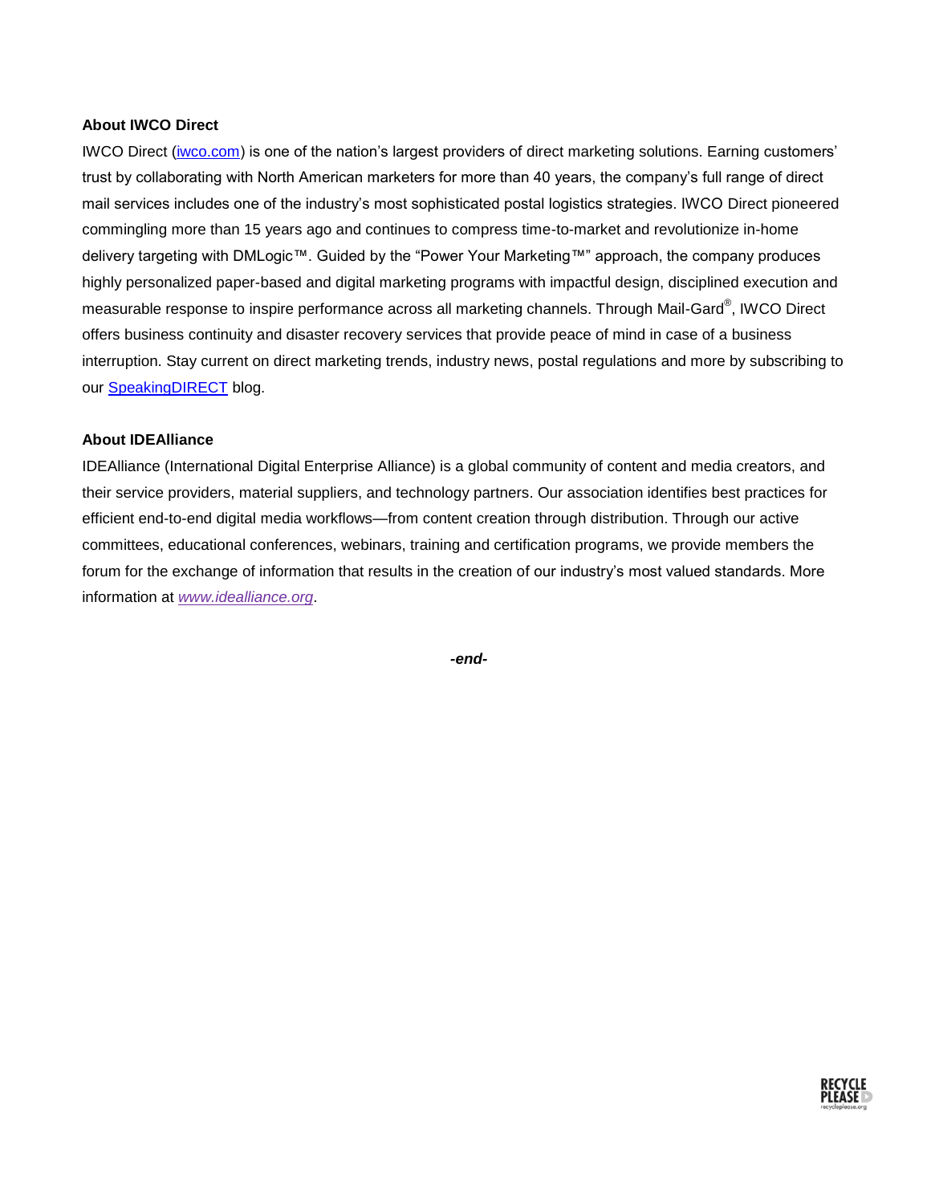**About IWCO Direct**

IWCO Direct (iwco.com) is one of the nation's largest providers of direct marketing solutions. Earning customers' trust by collaborating with North American marketers for more than 40 years, the company's full range of direct mail services includes one of the industry's most sophisticated postal logistics strategies. IWCO Direct pioneered commingling more than 15 years ago and continues to compress time-to-market and revolutionize in-home delivery targeting with DMLogic™. Guided by the "Power Your Marketing™" approach, the company produces highly personalized paper-based and digital marketing programs with impactful design, disciplined execution and measurable response to inspire performance across all marketing channels. Through Mail-Gard®, IWCO Direct offers business continuity and disaster recovery services that provide peace of mind in case of a business interruption. Stay current on direct marketing trends, industry news, postal regulations and more by subscribing to our SpeakingDIRECT blog.

**About IDEAlliance**

IDEAlliance (International Digital Enterprise Alliance) is a global community of content and media creators, and their service providers, material suppliers, and technology partners. Our association identifies best practices for efficient end-to-end digital media workflows—from content creation through distribution. Through our active committees, educational conferences, webinars, training and certification programs, we provide members the forum for the exchange of information that results in the creation of our industry's most valued standards. More information at *www.idealliance.org*.

***-end-***

RECYCLE PLEASE
recycleplease.org